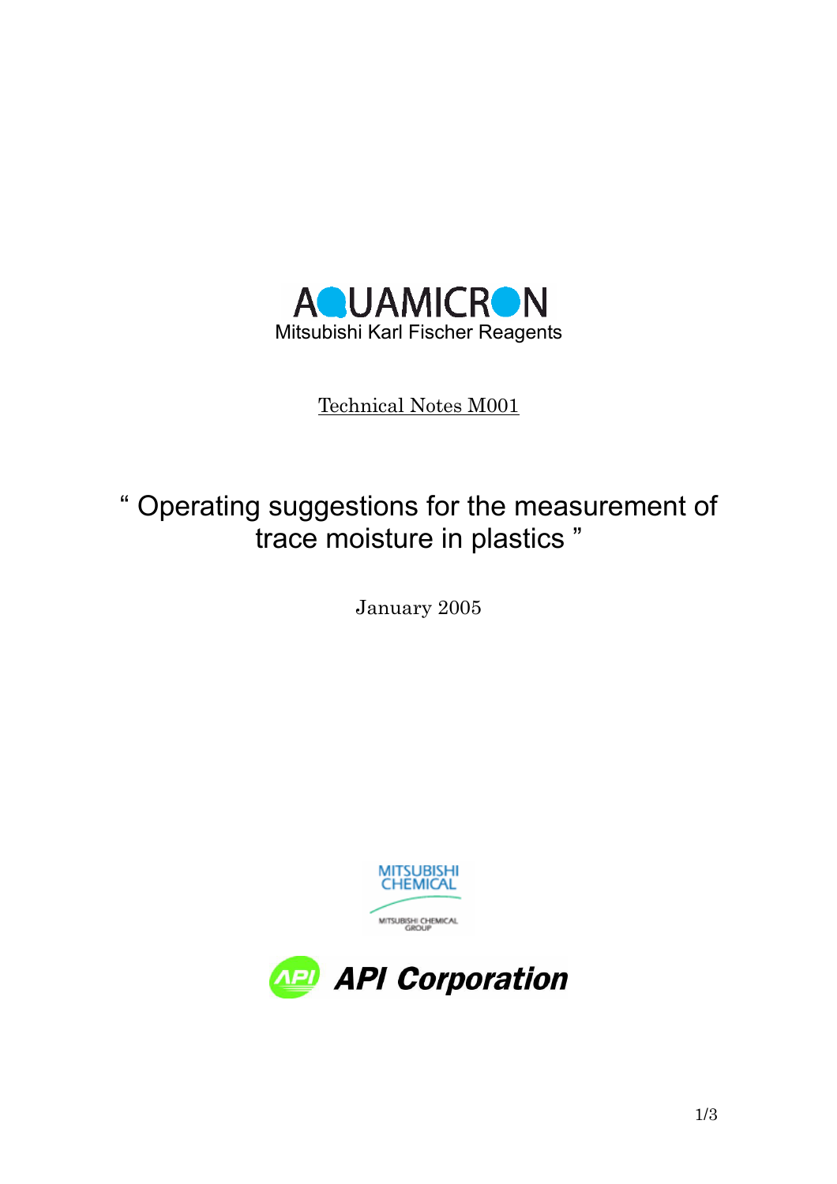AQUAMICRON

Mitsubishi Karl Fischer Reagents

Technical Notes M001

# " Operating suggestions for the measurement of trace moisture in plastics "

January 2005

MITSUBISHI CHEMICAL

MITSUBISHI CHEMICAL GROUP

API Corporation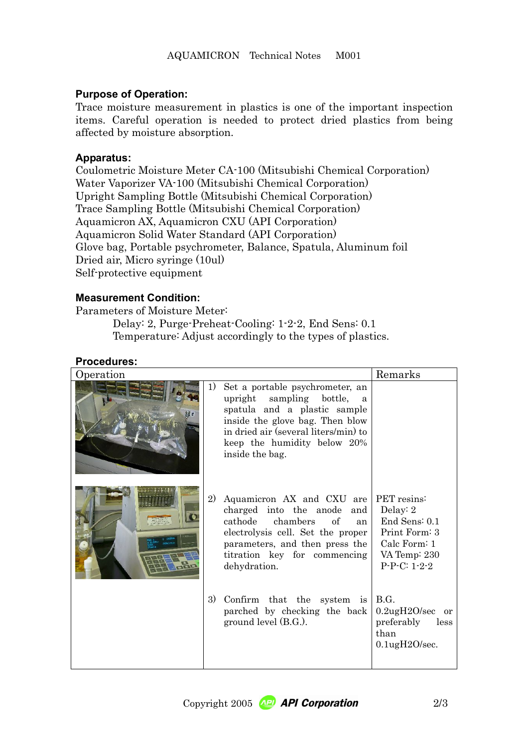AQUAMICRON Technical Notes M001

### Purpose of Operation:

Trace moisture measurement in plastics is one of the important inspection items. Careful operation is needed to protect dried plastics from being affected by moisture absorption.

### Apparatus:

Coulometric Moisture Meter CA-100 (Mitsubishi Chemical Corporation)
Water Vaporizer VA-100 (Mitsubishi Chemical Corporation)
Upright Sampling Bottle (Mitsubishi Chemical Corporation)
Trace Sampling Bottle (Mitsubishi Chemical Corporation)
Aquamicron AX, Aquamicron CXU (API Corporation)
Aquamicron Solid Water Standard (API Corporation)
Glove bag, Portable psychrometer, Balance, Spatula, Aluminum foil
Dried air, Micro syringe (10ul)
Self-protective equipment

### Measurement Condition:

Parameters of Moisture Meter:

Delay: 2, Purge-Preheat-Cooling: 1-2-2, End Sens: 0.1
Temperature: Adjust accordingly to the types of plastics.

### Procedures:

| Operation | | Remarks |
|---|---|---|
| | 1) Set a portable psychrometer, an upright sampling bottle, a spatula and a plastic sample inside the glove bag. Then blow in dried air (several liters/min) to keep the humidity below 20% inside the bag. | |
| | 2) Aquamicron AX and CXU are charged into the anode and cathode chambers of an electrolysis cell. Set the proper parameters, and then press the titration key for commencing dehydration. | PET resins: Delay: 2 End Sens: 0.1 Print Form: 3 Calc Form: 1 VA Temp: 230 P-P-C: 1-2-2 |
| | 3) Confirm that the system is parched by checking the back ground level (B.G.). | B.G. 0.2ug$H_2O$/sec or preferably less than 0.1ug$H_2O$/sec. |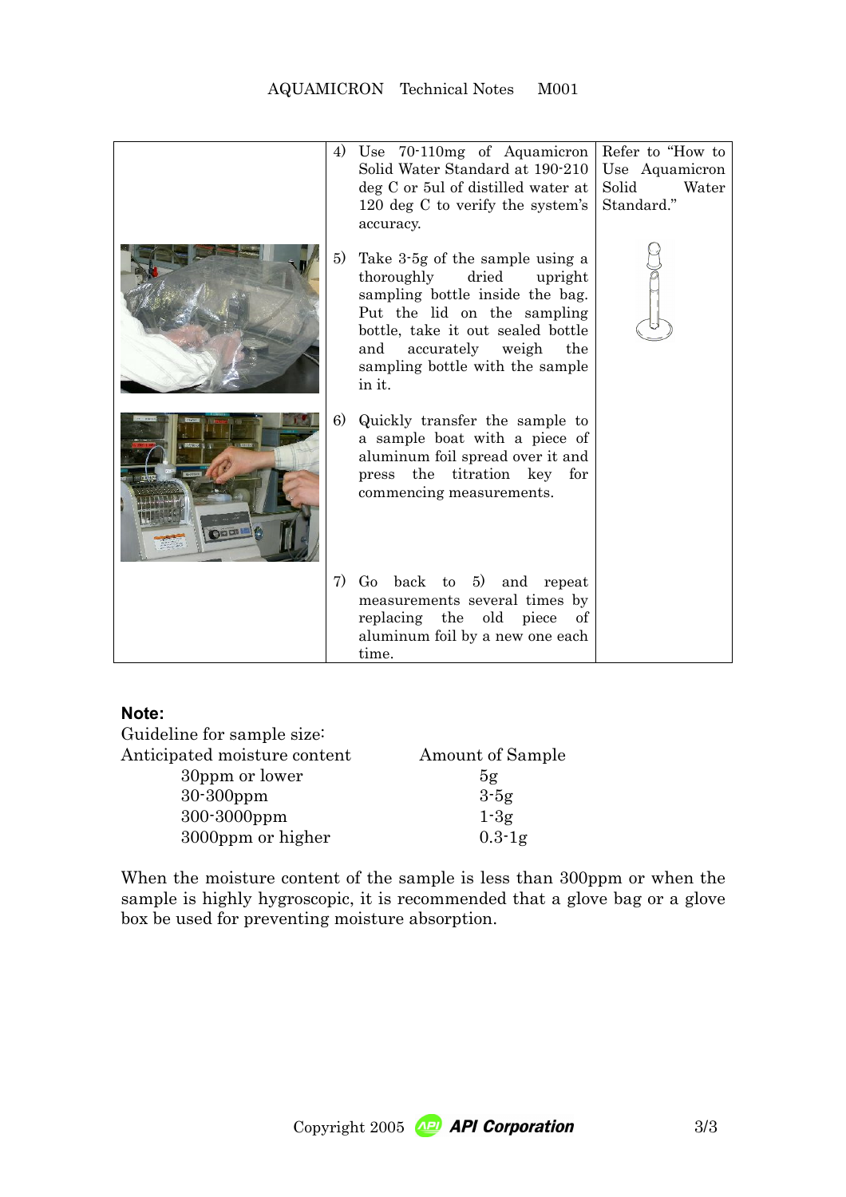| | | |
|---|---|---|
| | 4) Use 70-110mg of Aquamicron Solid Water Standard at 190-210 deg C or 5ul of distilled water at 120 deg C to verify the system's accuracy. | Refer to "How to Use Aquamicron Solid Water Standard." |
| | 5) Take 3-5g of the sample using a thoroughly dried upright sampling bottle inside the bag. Put the lid on the sampling bottle, take it out sealed bottle and accurately weigh the sampling bottle with the sample in it. | |
| | 6) Quickly transfer the sample to a sample boat with a piece of aluminum foil spread over it and press the titration key for commencing measurements. | |
| | 7) Go back to 5) and repeat measurements several times by replacing the old piece of aluminum foil by a new one each time. | |

**Note:**

Guideline for sample size:

| Anticipated moisture content | Amount of Sample |
|---|---|
| 30ppm or lower | 5g |
| 30-300ppm | 3-5g |
| 300-3000ppm | 1-3g |
| 3000ppm or higher | 0.3-1g |

When the moisture content of the sample is less than 300ppm or when the sample is highly hygroscopic, it is recommended that a glove bag or a glove box be used for preventing moisture absorption.